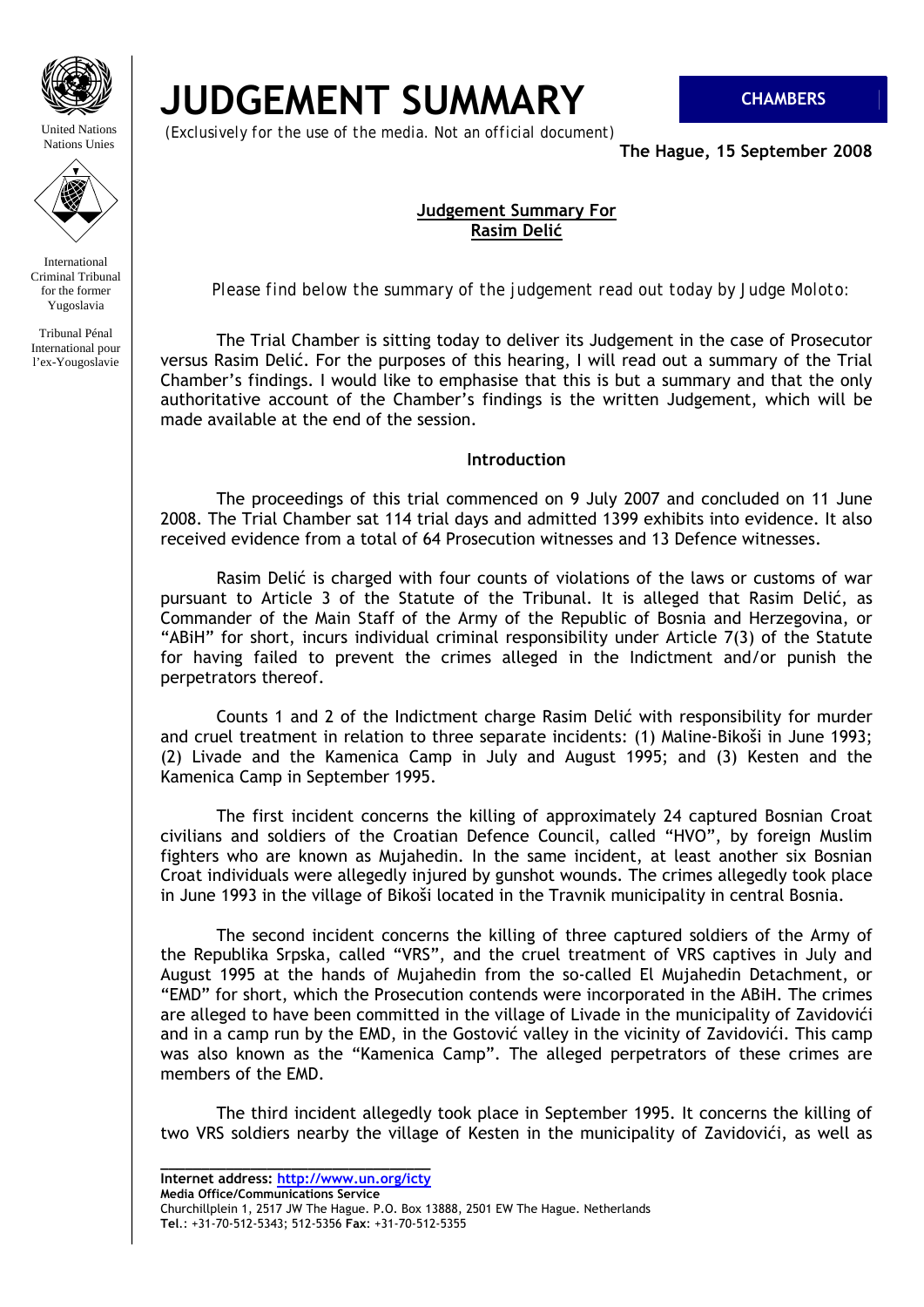# JUDGEMENT SUMMARY

**CHAMBERS**

*(Exclusively for the use of the media. Not an official document)*

**The Hague, 15 September 2008**

**Judgement Summary For Rasim Delić**

*Please find below the summary of the judgement read out today by Judge Moloto:*

The Trial Chamber is sitting today to deliver its Judgement in the case of Prosecutor versus Rasim Delić. For the purposes of this hearing, I will read out a summary of the Trial Chamber's findings. I would like to emphasise that this is but a summary and that the only authoritative account of the Chamber's findings is the written Judgement, which will be made available at the end of the session.

## Introduction

The proceedings of this trial commenced on 9 July 2007 and concluded on 11 June 2008. The Trial Chamber sat 114 trial days and admitted 1399 exhibits into evidence. It also received evidence from a total of 64 Prosecution witnesses and 13 Defence witnesses.

Rasim Delić is charged with four counts of violations of the laws or customs of war pursuant to Article 3 of the Statute of the Tribunal. It is alleged that Rasim Delić, as Commander of the Main Staff of the Army of the Republic of Bosnia and Herzegovina, or "ABiH" for short, incurs individual criminal responsibility under Article 7(3) of the Statute for having failed to prevent the crimes alleged in the Indictment and/or punish the perpetrators thereof.

Counts 1 and 2 of the Indictment charge Rasim Delić with responsibility for murder and cruel treatment in relation to three separate incidents: (1) Maline-Bikoši in June 1993; (2) Livade and the Kamenica Camp in July and August 1995; and (3) Kesten and the Kamenica Camp in September 1995.

The first incident concerns the killing of approximately 24 captured Bosnian Croat civilians and soldiers of the Croatian Defence Council, called "HVO", by foreign Muslim fighters who are known as Mujahedin. In the same incident, at least another six Bosnian Croat individuals were allegedly injured by gunshot wounds. The crimes allegedly took place in June 1993 in the village of Bikoši located in the Travnik municipality in central Bosnia.

The second incident concerns the killing of three captured soldiers of the Army of the Republika Srpska, called "VRS", and the cruel treatment of VRS captives in July and August 1995 at the hands of Mujahedin from the so-called El Mujahedin Detachment, or "EMD" for short, which the Prosecution contends were incorporated in the ABiH. The crimes are alleged to have been committed in the village of Livade in the municipality of Zavidovići and in a camp run by the EMD, in the Gostović valley in the vicinity of Zavidovići. This camp was also known as the "Kamenica Camp". The alleged perpetrators of these crimes are members of the EMD.

The third incident allegedly took place in September 1995. It concerns the killing of two VRS soldiers nearby the village of Kesten in the municipality of Zavidovići, as well as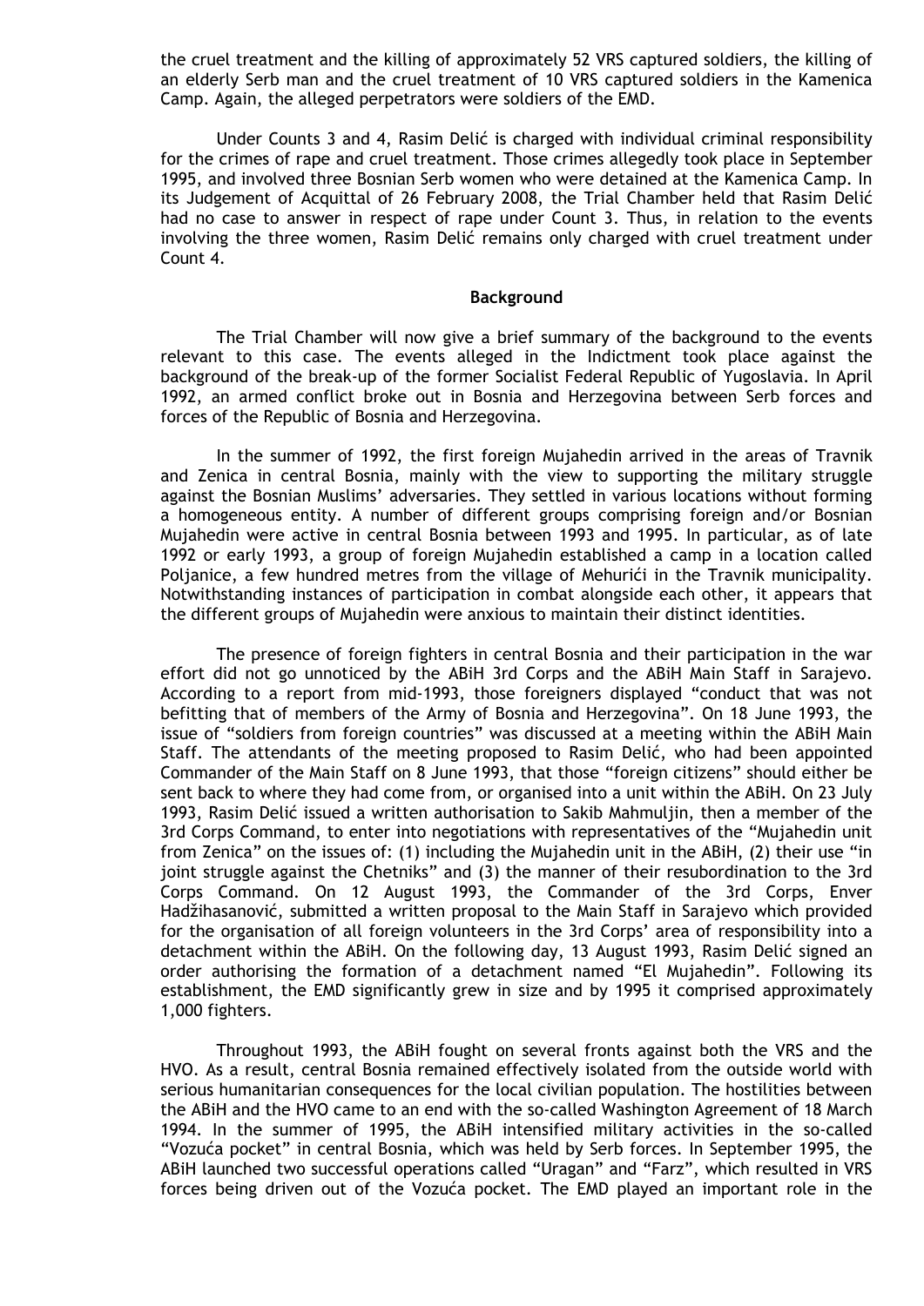the cruel treatment and the killing of approximately 52 VRS captured soldiers, the killing of an elderly Serb man and the cruel treatment of 10 VRS captured soldiers in the Kamenica Camp. Again, the alleged perpetrators were soldiers of the EMD.

Under Counts 3 and 4, Rasim Delić is charged with individual criminal responsibility for the crimes of rape and cruel treatment. Those crimes allegedly took place in September 1995, and involved three Bosnian Serb women who were detained at the Kamenica Camp. In its Judgement of Acquittal of 26 February 2008, the Trial Chamber held that Rasim Delić had no case to answer in respect of rape under Count 3. Thus, in relation to the events involving the three women, Rasim Delić remains only charged with cruel treatment under Count 4.

## Background

The Trial Chamber will now give a brief summary of the background to the events relevant to this case. The events alleged in the Indictment took place against the background of the break-up of the former Socialist Federal Republic of Yugoslavia. In April 1992, an armed conflict broke out in Bosnia and Herzegovina between Serb forces and forces of the Republic of Bosnia and Herzegovina.

In the summer of 1992, the first foreign Mujahedin arrived in the areas of Travnik and Zenica in central Bosnia, mainly with the view to supporting the military struggle against the Bosnian Muslims' adversaries. They settled in various locations without forming a homogeneous entity. A number of different groups comprising foreign and/or Bosnian Mujahedin were active in central Bosnia between 1993 and 1995. In particular, as of late 1992 or early 1993, a group of foreign Mujahedin established a camp in a location called Poljanice, a few hundred metres from the village of Mehurići in the Travnik municipality. Notwithstanding instances of participation in combat alongside each other, it appears that the different groups of Mujahedin were anxious to maintain their distinct identities.

The presence of foreign fighters in central Bosnia and their participation in the war effort did not go unnoticed by the ABiH 3rd Corps and the ABiH Main Staff in Sarajevo. According to a report from mid-1993, those foreigners displayed "conduct that was not befitting that of members of the Army of Bosnia and Herzegovina". On 18 June 1993, the issue of "soldiers from foreign countries" was discussed at a meeting within the ABiH Main Staff. The attendants of the meeting proposed to Rasim Delić, who had been appointed Commander of the Main Staff on 8 June 1993, that those "foreign citizens" should either be sent back to where they had come from, or organised into a unit within the ABiH. On 23 July 1993, Rasim Delić issued a written authorisation to Sakib Mahmuljin, then a member of the 3rd Corps Command, to enter into negotiations with representatives of the "Mujahedin unit from Zenica" on the issues of: (1) including the Mujahedin unit in the ABiH, (2) their use "in joint struggle against the Chetniks" and (3) the manner of their resubordination to the 3rd Corps Command. On 12 August 1993, the Commander of the 3rd Corps, Enver Hadžihasanović, submitted a written proposal to the Main Staff in Sarajevo which provided for the organisation of all foreign volunteers in the 3rd Corps' area of responsibility into a detachment within the ABiH. On the following day, 13 August 1993, Rasim Delić signed an order authorising the formation of a detachment named "El Mujahedin". Following its establishment, the EMD significantly grew in size and by 1995 it comprised approximately 1,000 fighters.

Throughout 1993, the ABiH fought on several fronts against both the VRS and the HVO. As a result, central Bosnia remained effectively isolated from the outside world with serious humanitarian consequences for the local civilian population. The hostilities between the ABiH and the HVO came to an end with the so-called Washington Agreement of 18 March 1994. In the summer of 1995, the ABiH intensified military activities in the so-called "Vozuća pocket" in central Bosnia, which was held by Serb forces. In September 1995, the ABiH launched two successful operations called "Uragan" and "Farz", which resulted in VRS forces being driven out of the Vozuća pocket. The EMD played an important role in the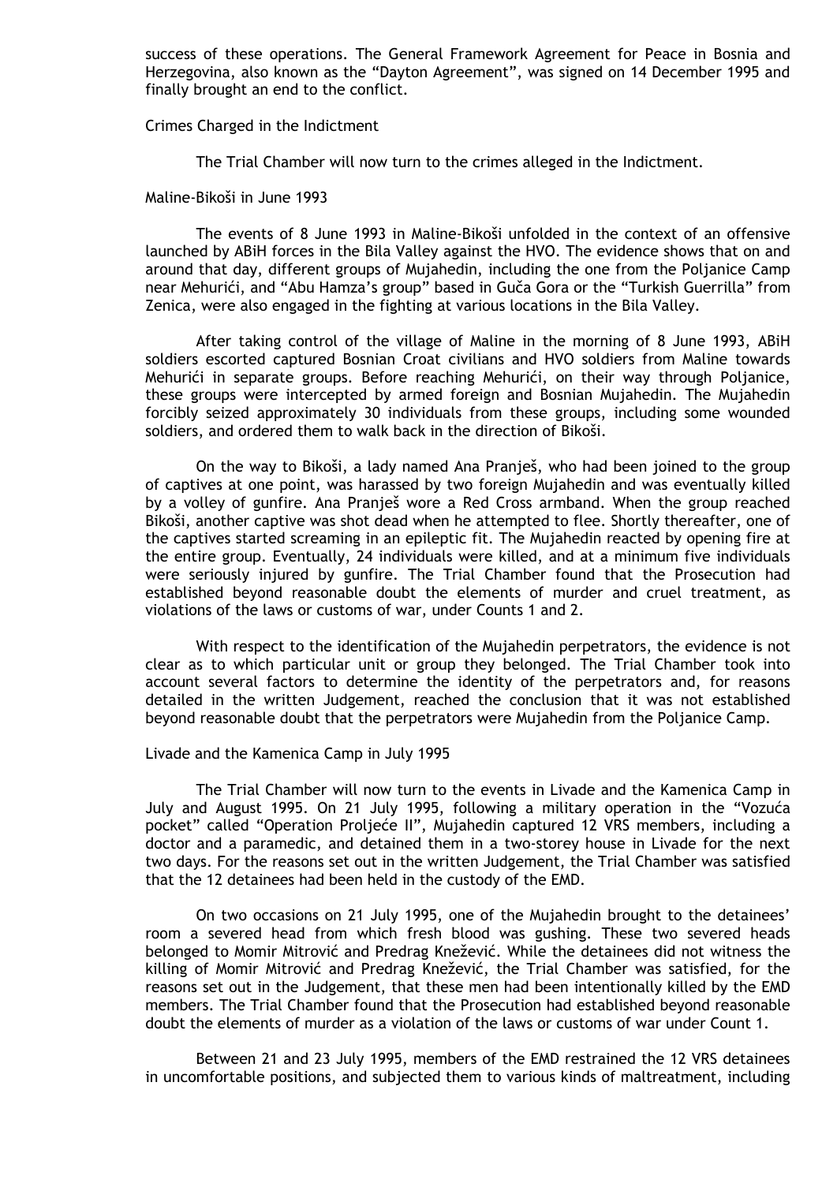success of these operations. The General Framework Agreement for Peace in Bosnia and Herzegovina, also known as the "Dayton Agreement", was signed on 14 December 1995 and finally brought an end to the conflict.

## Crimes Charged in the Indictment

The Trial Chamber will now turn to the crimes alleged in the Indictment.

### Maline-Bikoši in June 1993

The events of 8 June 1993 in Maline-Bikoši unfolded in the context of an offensive launched by ABiH forces in the Bila Valley against the HVO. The evidence shows that on and around that day, different groups of Mujahedin, including the one from the Poljanice Camp near Mehurići, and "Abu Hamza's group" based in Guča Gora or the "Turkish Guerrilla" from Zenica, were also engaged in the fighting at various locations in the Bila Valley.

After taking control of the village of Maline in the morning of 8 June 1993, ABiH soldiers escorted captured Bosnian Croat civilians and HVO soldiers from Maline towards Mehurići in separate groups. Before reaching Mehurići, on their way through Poljanice, these groups were intercepted by armed foreign and Bosnian Mujahedin. The Mujahedin forcibly seized approximately 30 individuals from these groups, including some wounded soldiers, and ordered them to walk back in the direction of Bikoši.

On the way to Bikoši, a lady named Ana Pranješ, who had been joined to the group of captives at one point, was harassed by two foreign Mujahedin and was eventually killed by a volley of gunfire. Ana Pranješ wore a Red Cross armband. When the group reached Bikoši, another captive was shot dead when he attempted to flee. Shortly thereafter, one of the captives started screaming in an epileptic fit. The Mujahedin reacted by opening fire at the entire group. Eventually, 24 individuals were killed, and at a minimum five individuals were seriously injured by gunfire. The Trial Chamber found that the Prosecution had established beyond reasonable doubt the elements of murder and cruel treatment, as violations of the laws or customs of war, under Counts 1 and 2.

With respect to the identification of the Mujahedin perpetrators, the evidence is not clear as to which particular unit or group they belonged. The Trial Chamber took into account several factors to determine the identity of the perpetrators and, for reasons detailed in the written Judgement, reached the conclusion that it was not established beyond reasonable doubt that the perpetrators were Mujahedin from the Poljanice Camp.

### Livade and the Kamenica Camp in July 1995

The Trial Chamber will now turn to the events in Livade and the Kamenica Camp in July and August 1995. On 21 July 1995, following a military operation in the "Vozuća pocket" called "Operation Proljeće II", Mujahedin captured 12 VRS members, including a doctor and a paramedic, and detained them in a two-storey house in Livade for the next two days. For the reasons set out in the written Judgement, the Trial Chamber was satisfied that the 12 detainees had been held in the custody of the EMD.

On two occasions on 21 July 1995, one of the Mujahedin brought to the detainees' room a severed head from which fresh blood was gushing. These two severed heads belonged to Momir Mitrović and Predrag Knežević. While the detainees did not witness the killing of Momir Mitrović and Predrag Knežević, the Trial Chamber was satisfied, for the reasons set out in the Judgement, that these men had been intentionally killed by the EMD members. The Trial Chamber found that the Prosecution had established beyond reasonable doubt the elements of murder as a violation of the laws or customs of war under Count 1.

Between 21 and 23 July 1995, members of the EMD restrained the 12 VRS detainees in uncomfortable positions, and subjected them to various kinds of maltreatment, including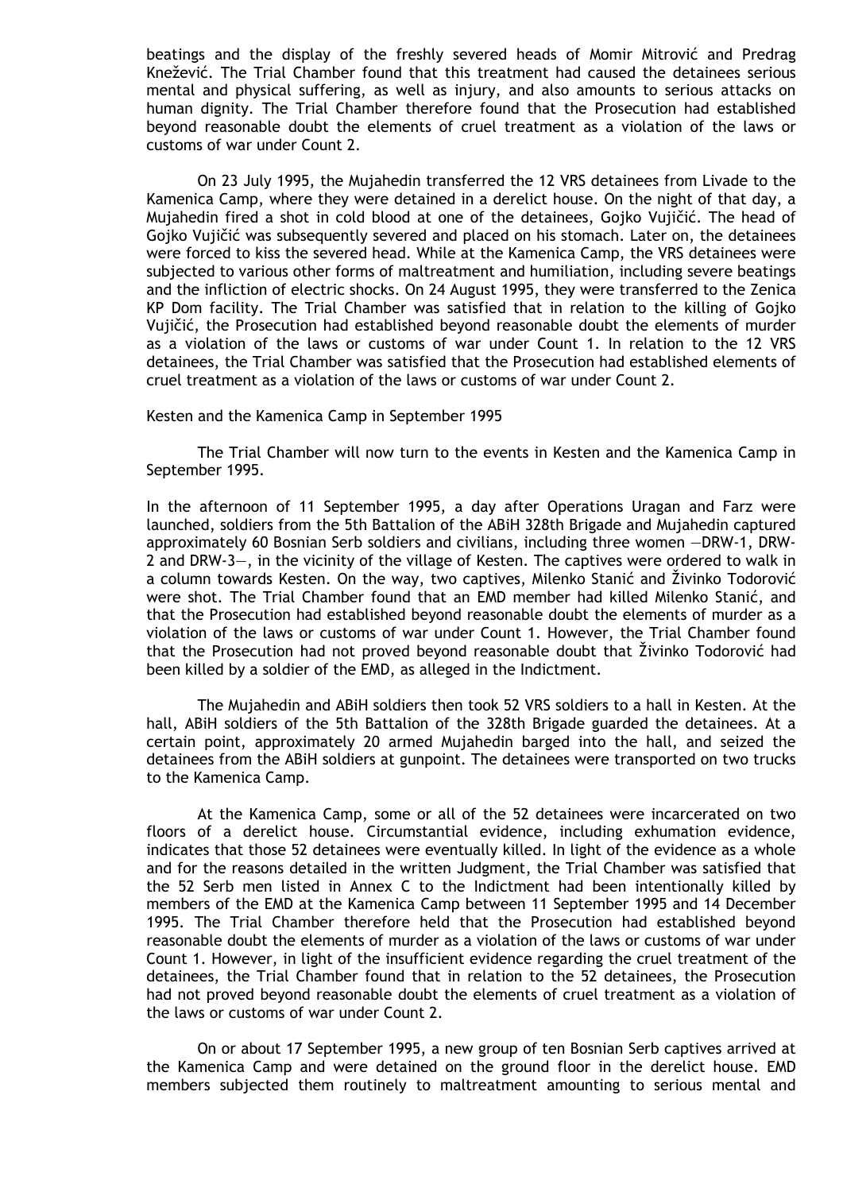beatings and the display of the freshly severed heads of Momir Mitrović and Predrag Knežević. The Trial Chamber found that this treatment had caused the detainees serious mental and physical suffering, as well as injury, and also amounts to serious attacks on human dignity. The Trial Chamber therefore found that the Prosecution had established beyond reasonable doubt the elements of cruel treatment as a violation of the laws or customs of war under Count 2.

On 23 July 1995, the Mujahedin transferred the 12 VRS detainees from Livade to the Kamenica Camp, where they were detained in a derelict house. On the night of that day, a Mujahedin fired a shot in cold blood at one of the detainees, Gojko Vujičić. The head of Gojko Vujičić was subsequently severed and placed on his stomach. Later on, the detainees were forced to kiss the severed head. While at the Kamenica Camp, the VRS detainees were subjected to various other forms of maltreatment and humiliation, including severe beatings and the infliction of electric shocks. On 24 August 1995, they were transferred to the Zenica KP Dom facility. The Trial Chamber was satisfied that in relation to the killing of Gojko Vujičić, the Prosecution had established beyond reasonable doubt the elements of murder as a violation of the laws or customs of war under Count 1. In relation to the 12 VRS detainees, the Trial Chamber was satisfied that the Prosecution had established elements of cruel treatment as a violation of the laws or customs of war under Count 2.

Kesten and the Kamenica Camp in September 1995

The Trial Chamber will now turn to the events in Kesten and the Kamenica Camp in September 1995.

In the afternoon of 11 September 1995, a day after Operations Uragan and Farz were launched, soldiers from the 5th Battalion of the ABiH 328th Brigade and Mujahedin captured approximately 60 Bosnian Serb soldiers and civilians, including three women —DRW-1, DRW-2 and DRW-3—, in the vicinity of the village of Kesten. The captives were ordered to walk in a column towards Kesten. On the way, two captives, Milenko Stanić and Živinko Todorović were shot. The Trial Chamber found that an EMD member had killed Milenko Stanić, and that the Prosecution had established beyond reasonable doubt the elements of murder as a violation of the laws or customs of war under Count 1. However, the Trial Chamber found that the Prosecution had not proved beyond reasonable doubt that Živinko Todorović had been killed by a soldier of the EMD, as alleged in the Indictment.

The Mujahedin and ABiH soldiers then took 52 VRS soldiers to a hall in Kesten. At the hall, ABiH soldiers of the 5th Battalion of the 328th Brigade guarded the detainees. At a certain point, approximately 20 armed Mujahedin barged into the hall, and seized the detainees from the ABiH soldiers at gunpoint. The detainees were transported on two trucks to the Kamenica Camp.

At the Kamenica Camp, some or all of the 52 detainees were incarcerated on two floors of a derelict house. Circumstantial evidence, including exhumation evidence, indicates that those 52 detainees were eventually killed. In light of the evidence as a whole and for the reasons detailed in the written Judgment, the Trial Chamber was satisfied that the 52 Serb men listed in Annex C to the Indictment had been intentionally killed by members of the EMD at the Kamenica Camp between 11 September 1995 and 14 December 1995. The Trial Chamber therefore held that the Prosecution had established beyond reasonable doubt the elements of murder as a violation of the laws or customs of war under Count 1. However, in light of the insufficient evidence regarding the cruel treatment of the detainees, the Trial Chamber found that in relation to the 52 detainees, the Prosecution had not proved beyond reasonable doubt the elements of cruel treatment as a violation of the laws or customs of war under Count 2.

On or about 17 September 1995, a new group of ten Bosnian Serb captives arrived at the Kamenica Camp and were detained on the ground floor in the derelict house. EMD members subjected them routinely to maltreatment amounting to serious mental and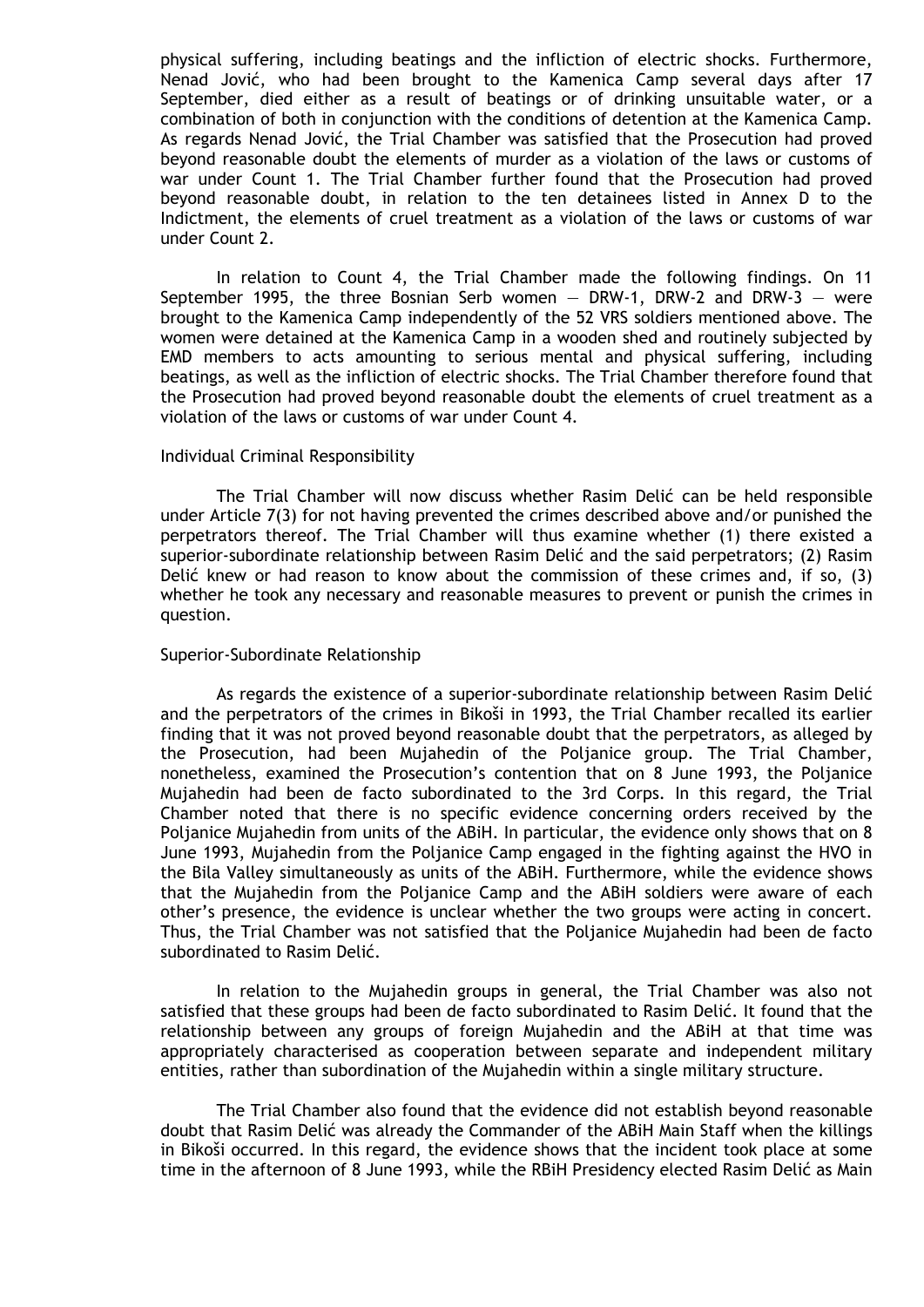physical suffering, including beatings and the infliction of electric shocks. Furthermore, Nenad Jović, who had been brought to the Kamenica Camp several days after 17 September, died either as a result of beatings or of drinking unsuitable water, or a combination of both in conjunction with the conditions of detention at the Kamenica Camp. As regards Nenad Jović, the Trial Chamber was satisfied that the Prosecution had proved beyond reasonable doubt the elements of murder as a violation of the laws or customs of war under Count 1. The Trial Chamber further found that the Prosecution had proved beyond reasonable doubt, in relation to the ten detainees listed in Annex D to the Indictment, the elements of cruel treatment as a violation of the laws or customs of war under Count 2.

In relation to Count 4, the Trial Chamber made the following findings. On 11 September 1995, the three Bosnian Serb women — DRW-1, DRW-2 and DRW-3 — were brought to the Kamenica Camp independently of the 52 VRS soldiers mentioned above. The women were detained at the Kamenica Camp in a wooden shed and routinely subjected by EMD members to acts amounting to serious mental and physical suffering, including beatings, as well as the infliction of electric shocks. The Trial Chamber therefore found that the Prosecution had proved beyond reasonable doubt the elements of cruel treatment as a violation of the laws or customs of war under Count 4.

### Individual Criminal Responsibility

The Trial Chamber will now discuss whether Rasim Delić can be held responsible under Article 7(3) for not having prevented the crimes described above and/or punished the perpetrators thereof. The Trial Chamber will thus examine whether (1) there existed a superior-subordinate relationship between Rasim Delić and the said perpetrators; (2) Rasim Delić knew or had reason to know about the commission of these crimes and, if so, (3) whether he took any necessary and reasonable measures to prevent or punish the crimes in question.

### Superior-Subordinate Relationship

As regards the existence of a superior-subordinate relationship between Rasim Delić and the perpetrators of the crimes in Bikoši in 1993, the Trial Chamber recalled its earlier finding that it was not proved beyond reasonable doubt that the perpetrators, as alleged by the Prosecution, had been Mujahedin of the Poljanice group. The Trial Chamber, nonetheless, examined the Prosecution's contention that on 8 June 1993, the Poljanice Mujahedin had been de facto subordinated to the 3rd Corps. In this regard, the Trial Chamber noted that there is no specific evidence concerning orders received by the Poljanice Mujahedin from units of the ABiH. In particular, the evidence only shows that on 8 June 1993, Mujahedin from the Poljanice Camp engaged in the fighting against the HVO in the Bila Valley simultaneously as units of the ABiH. Furthermore, while the evidence shows that the Mujahedin from the Poljanice Camp and the ABiH soldiers were aware of each other's presence, the evidence is unclear whether the two groups were acting in concert. Thus, the Trial Chamber was not satisfied that the Poljanice Mujahedin had been de facto subordinated to Rasim Delić.

In relation to the Mujahedin groups in general, the Trial Chamber was also not satisfied that these groups had been de facto subordinated to Rasim Delić. It found that the relationship between any groups of foreign Mujahedin and the ABiH at that time was appropriately characterised as cooperation between separate and independent military entities, rather than subordination of the Mujahedin within a single military structure.

The Trial Chamber also found that the evidence did not establish beyond reasonable doubt that Rasim Delić was already the Commander of the ABiH Main Staff when the killings in Bikoši occurred. In this regard, the evidence shows that the incident took place at some time in the afternoon of 8 June 1993, while the RBiH Presidency elected Rasim Delić as Main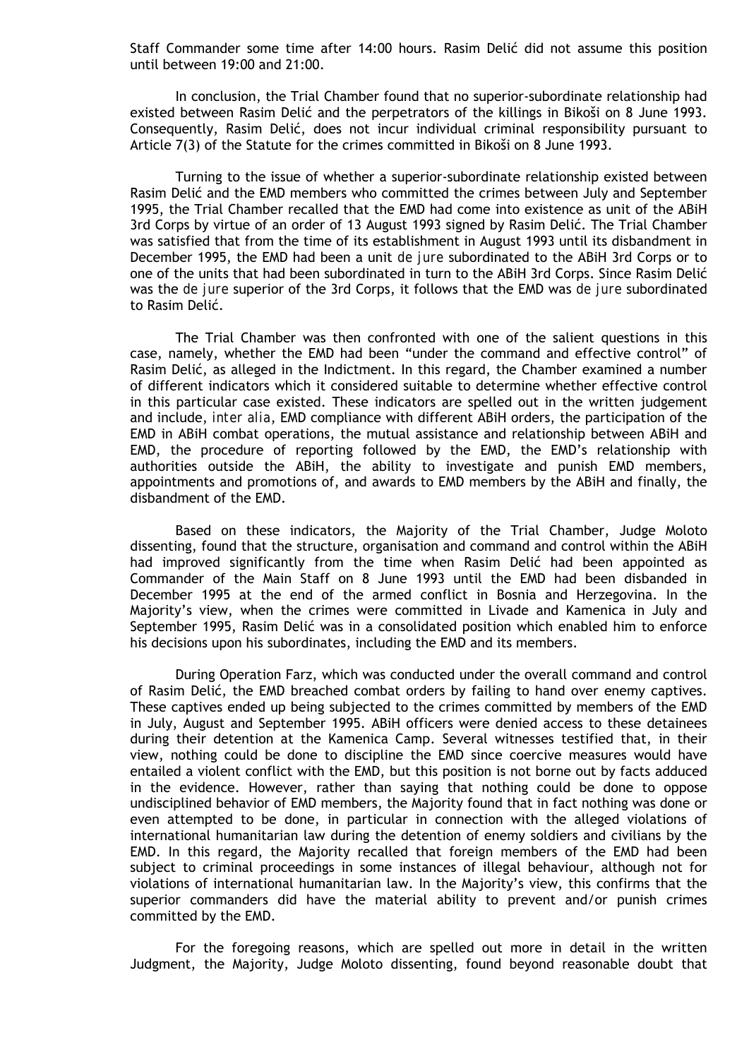Staff Commander some time after 14:00 hours. Rasim Delić did not assume this position until between 19:00 and 21:00.

In conclusion, the Trial Chamber found that no superior-subordinate relationship had existed between Rasim Delić and the perpetrators of the killings in Bikoši on 8 June 1993. Consequently, Rasim Delić, does not incur individual criminal responsibility pursuant to Article 7(3) of the Statute for the crimes committed in Bikoši on 8 June 1993.

Turning to the issue of whether a superior-subordinate relationship existed between Rasim Delić and the EMD members who committed the crimes between July and September 1995, the Trial Chamber recalled that the EMD had come into existence as unit of the ABiH 3rd Corps by virtue of an order of 13 August 1993 signed by Rasim Delić. The Trial Chamber was satisfied that from the time of its establishment in August 1993 until its disbandment in December 1995, the EMD had been a unit *de jure* subordinated to the ABiH 3rd Corps or to one of the units that had been subordinated in turn to the ABiH 3rd Corps. Since Rasim Delić was the *de jure* superior of the 3rd Corps, it follows that the EMD was *de jure* subordinated to Rasim Delić.

The Trial Chamber was then confronted with one of the salient questions in this case, namely, whether the EMD had been "under the command and effective control" of Rasim Delić, as alleged in the Indictment. In this regard, the Chamber examined a number of different indicators which it considered suitable to determine whether effective control in this particular case existed. These indicators are spelled out in the written judgement and include, *inter alia*, EMD compliance with different ABiH orders, the participation of the EMD in ABiH combat operations, the mutual assistance and relationship between ABiH and EMD, the procedure of reporting followed by the EMD, the EMD's relationship with authorities outside the ABiH, the ability to investigate and punish EMD members, appointments and promotions of, and awards to EMD members by the ABiH and finally, the disbandment of the EMD.

Based on these indicators, the Majority of the Trial Chamber, Judge Moloto dissenting, found that the structure, organisation and command and control within the ABiH had improved significantly from the time when Rasim Delić had been appointed as Commander of the Main Staff on 8 June 1993 until the EMD had been disbanded in December 1995 at the end of the armed conflict in Bosnia and Herzegovina. In the Majority's view, when the crimes were committed in Livade and Kamenica in July and September 1995, Rasim Delić was in a consolidated position which enabled him to enforce his decisions upon his subordinates, including the EMD and its members.

During Operation Farz, which was conducted under the overall command and control of Rasim Delić, the EMD breached combat orders by failing to hand over enemy captives. These captives ended up being subjected to the crimes committed by members of the EMD in July, August and September 1995. ABiH officers were denied access to these detainees during their detention at the Kamenica Camp. Several witnesses testified that, in their view, nothing could be done to discipline the EMD since coercive measures would have entailed a violent conflict with the EMD, but this position is not borne out by facts adduced in the evidence. However, rather than saying that nothing could be done to oppose undisciplined behavior of EMD members, the Majority found that in fact nothing was done or even attempted to be done, in particular in connection with the alleged violations of international humanitarian law during the detention of enemy soldiers and civilians by the EMD. In this regard, the Majority recalled that foreign members of the EMD had been subject to criminal proceedings in some instances of illegal behaviour, although not for violations of international humanitarian law. In the Majority's view, this confirms that the superior commanders did have the material ability to prevent and/or punish crimes committed by the EMD.

For the foregoing reasons, which are spelled out more in detail in the written Judgment, the Majority, Judge Moloto dissenting, found beyond reasonable doubt that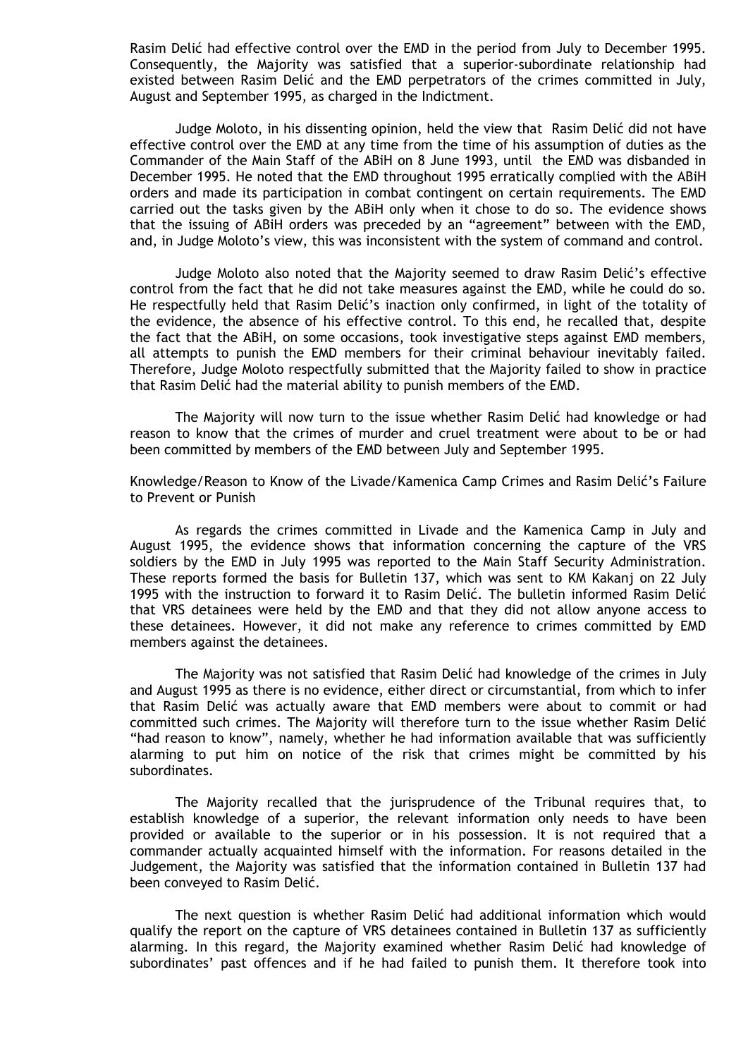Rasim Delić had effective control over the EMD in the period from July to December 1995. Consequently, the Majority was satisfied that a superior-subordinate relationship had existed between Rasim Delić and the EMD perpetrators of the crimes committed in July, August and September 1995, as charged in the Indictment.

Judge Moloto, in his dissenting opinion, held the view that Rasim Delić did not have effective control over the EMD at any time from the time of his assumption of duties as the Commander of the Main Staff of the ABiH on 8 June 1993, until the EMD was disbanded in December 1995. He noted that the EMD throughout 1995 erratically complied with the ABiH orders and made its participation in combat contingent on certain requirements. The EMD carried out the tasks given by the ABiH only when it chose to do so. The evidence shows that the issuing of ABiH orders was preceded by an "agreement" between with the EMD, and, in Judge Moloto's view, this was inconsistent with the system of command and control.

Judge Moloto also noted that the Majority seemed to draw Rasim Delić's effective control from the fact that he did not take measures against the EMD, while he could do so. He respectfully held that Rasim Delić's inaction only confirmed, in light of the totality of the evidence, the absence of his effective control. To this end, he recalled that, despite the fact that the ABiH, on some occasions, took investigative steps against EMD members, all attempts to punish the EMD members for their criminal behaviour inevitably failed. Therefore, Judge Moloto respectfully submitted that the Majority failed to show in practice that Rasim Delić had the material ability to punish members of the EMD.

The Majority will now turn to the issue whether Rasim Delić had knowledge or had reason to know that the crimes of murder and cruel treatment were about to be or had been committed by members of the EMD between July and September 1995.

Knowledge/Reason to Know of the Livade/Kamenica Camp Crimes and Rasim Delić's Failure to Prevent or Punish

As regards the crimes committed in Livade and the Kamenica Camp in July and August 1995, the evidence shows that information concerning the capture of the VRS soldiers by the EMD in July 1995 was reported to the Main Staff Security Administration. These reports formed the basis for Bulletin 137, which was sent to KM Kakanj on 22 July 1995 with the instruction to forward it to Rasim Delić. The bulletin informed Rasim Delić that VRS detainees were held by the EMD and that they did not allow anyone access to these detainees. However, it did not make any reference to crimes committed by EMD members against the detainees.

The Majority was not satisfied that Rasim Delić had knowledge of the crimes in July and August 1995 as there is no evidence, either direct or circumstantial, from which to infer that Rasim Delić was actually aware that EMD members were about to commit or had committed such crimes. The Majority will therefore turn to the issue whether Rasim Delić "had reason to know", namely, whether he had information available that was sufficiently alarming to put him on notice of the risk that crimes might be committed by his subordinates.

The Majority recalled that the jurisprudence of the Tribunal requires that, to establish knowledge of a superior, the relevant information only needs to have been provided or available to the superior or in his possession. It is not required that a commander actually acquainted himself with the information. For reasons detailed in the Judgement, the Majority was satisfied that the information contained in Bulletin 137 had been conveyed to Rasim Delić.

The next question is whether Rasim Delić had additional information which would qualify the report on the capture of VRS detainees contained in Bulletin 137 as sufficiently alarming. In this regard, the Majority examined whether Rasim Delić had knowledge of subordinates' past offences and if he had failed to punish them. It therefore took into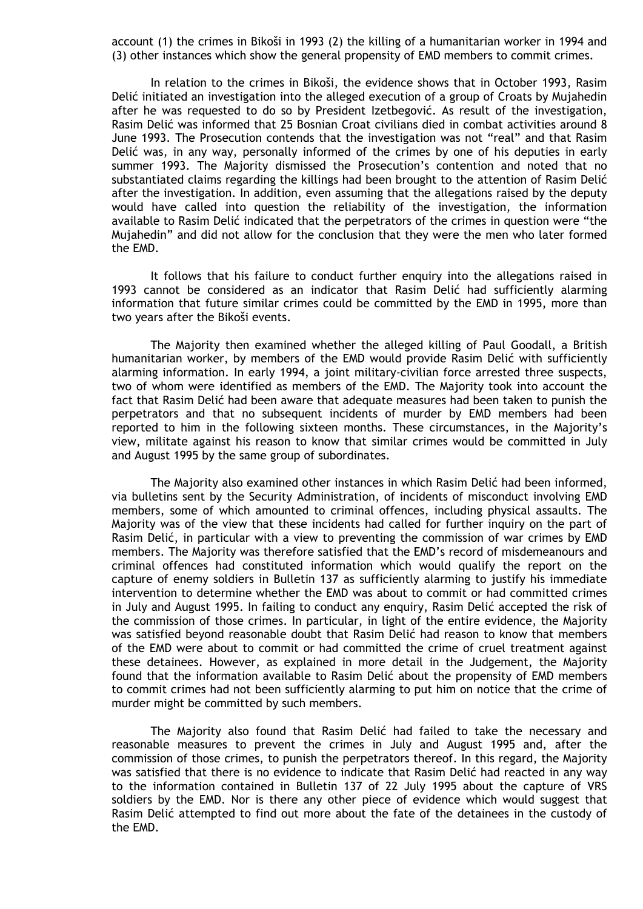account (1) the crimes in Bikoši in 1993 (2) the killing of a humanitarian worker in 1994 and (3) other instances which show the general propensity of EMD members to commit crimes.

In relation to the crimes in Bikoši, the evidence shows that in October 1993, Rasim Delić initiated an investigation into the alleged execution of a group of Croats by Mujahedin after he was requested to do so by President Izetbegović. As result of the investigation, Rasim Delić was informed that 25 Bosnian Croat civilians died in combat activities around 8 June 1993. The Prosecution contends that the investigation was not "real" and that Rasim Delić was, in any way, personally informed of the crimes by one of his deputies in early summer 1993. The Majority dismissed the Prosecution's contention and noted that no substantiated claims regarding the killings had been brought to the attention of Rasim Delić after the investigation. In addition, even assuming that the allegations raised by the deputy would have called into question the reliability of the investigation, the information available to Rasim Delić indicated that the perpetrators of the crimes in question were "the Mujahedin" and did not allow for the conclusion that they were the men who later formed the EMD.

It follows that his failure to conduct further enquiry into the allegations raised in 1993 cannot be considered as an indicator that Rasim Delić had sufficiently alarming information that future similar crimes could be committed by the EMD in 1995, more than two years after the Bikoši events.

The Majority then examined whether the alleged killing of Paul Goodall, a British humanitarian worker, by members of the EMD would provide Rasim Delić with sufficiently alarming information. In early 1994, a joint military-civilian force arrested three suspects, two of whom were identified as members of the EMD. The Majority took into account the fact that Rasim Delić had been aware that adequate measures had been taken to punish the perpetrators and that no subsequent incidents of murder by EMD members had been reported to him in the following sixteen months. These circumstances, in the Majority's view, militate against his reason to know that similar crimes would be committed in July and August 1995 by the same group of subordinates.

The Majority also examined other instances in which Rasim Delić had been informed, via bulletins sent by the Security Administration, of incidents of misconduct involving EMD members, some of which amounted to criminal offences, including physical assaults. The Majority was of the view that these incidents had called for further inquiry on the part of Rasim Delić, in particular with a view to preventing the commission of war crimes by EMD members. The Majority was therefore satisfied that the EMD's record of misdemeanours and criminal offences had constituted information which would qualify the report on the capture of enemy soldiers in Bulletin 137 as sufficiently alarming to justify his immediate intervention to determine whether the EMD was about to commit or had committed crimes in July and August 1995. In failing to conduct any enquiry, Rasim Delić accepted the risk of the commission of those crimes. In particular, in light of the entire evidence, the Majority was satisfied beyond reasonable doubt that Rasim Delić had reason to know that members of the EMD were about to commit or had committed the crime of cruel treatment against these detainees. However, as explained in more detail in the Judgement, the Majority found that the information available to Rasim Delić about the propensity of EMD members to commit crimes had not been sufficiently alarming to put him on notice that the crime of murder might be committed by such members.

The Majority also found that Rasim Delić had failed to take the necessary and reasonable measures to prevent the crimes in July and August 1995 and, after the commission of those crimes, to punish the perpetrators thereof. In this regard, the Majority was satisfied that there is no evidence to indicate that Rasim Delić had reacted in any way to the information contained in Bulletin 137 of 22 July 1995 about the capture of VRS soldiers by the EMD. Nor is there any other piece of evidence which would suggest that Rasim Delić attempted to find out more about the fate of the detainees in the custody of the EMD.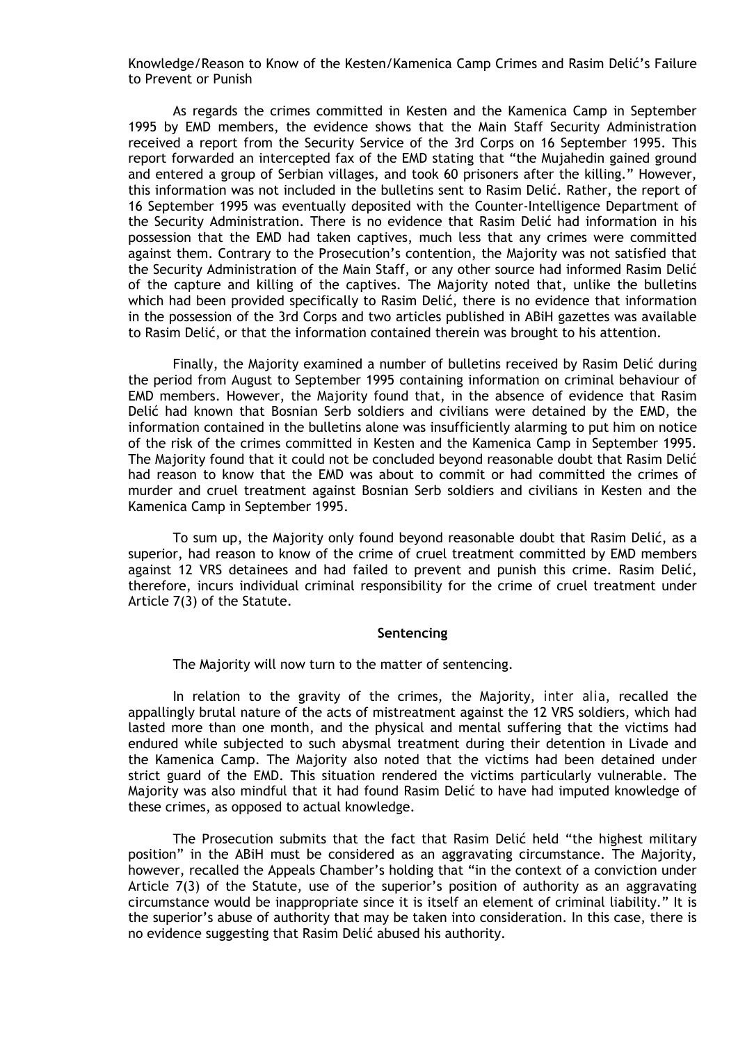Knowledge/Reason to Know of the Kesten/Kamenica Camp Crimes and Rasim Delić's Failure to Prevent or Punish

As regards the crimes committed in Kesten and the Kamenica Camp in September 1995 by EMD members, the evidence shows that the Main Staff Security Administration received a report from the Security Service of the 3rd Corps on 16 September 1995. This report forwarded an intercepted fax of the EMD stating that "the Mujahedin gained ground and entered a group of Serbian villages, and took 60 prisoners after the killing." However, this information was not included in the bulletins sent to Rasim Delić. Rather, the report of 16 September 1995 was eventually deposited with the Counter-Intelligence Department of the Security Administration. There is no evidence that Rasim Delić had information in his possession that the EMD had taken captives, much less that any crimes were committed against them. Contrary to the Prosecution's contention, the Majority was not satisfied that the Security Administration of the Main Staff, or any other source had informed Rasim Delić of the capture and killing of the captives. The Majority noted that, unlike the bulletins which had been provided specifically to Rasim Delić, there is no evidence that information in the possession of the 3rd Corps and two articles published in ABiH gazettes was available to Rasim Delić, or that the information contained therein was brought to his attention.

Finally, the Majority examined a number of bulletins received by Rasim Delić during the period from August to September 1995 containing information on criminal behaviour of EMD members. However, the Majority found that, in the absence of evidence that Rasim Delić had known that Bosnian Serb soldiers and civilians were detained by the EMD, the information contained in the bulletins alone was insufficiently alarming to put him on notice of the risk of the crimes committed in Kesten and the Kamenica Camp in September 1995. The Majority found that it could not be concluded beyond reasonable doubt that Rasim Delić had reason to know that the EMD was about to commit or had committed the crimes of murder and cruel treatment against Bosnian Serb soldiers and civilians in Kesten and the Kamenica Camp in September 1995.

To sum up, the Majority only found beyond reasonable doubt that Rasim Delić, as a superior, had reason to know of the crime of cruel treatment committed by EMD members against 12 VRS detainees and had failed to prevent and punish this crime. Rasim Delić, therefore, incurs individual criminal responsibility for the crime of cruel treatment under Article 7(3) of the Statute.

## Sentencing

The Majority will now turn to the matter of sentencing.

In relation to the gravity of the crimes, the Majority, *inter alia*, recalled the appallingly brutal nature of the acts of mistreatment against the 12 VRS soldiers, which had lasted more than one month, and the physical and mental suffering that the victims had endured while subjected to such abysmal treatment during their detention in Livade and the Kamenica Camp. The Majority also noted that the victims had been detained under strict guard of the EMD. This situation rendered the victims particularly vulnerable. The Majority was also mindful that it had found Rasim Delić to have had imputed knowledge of these crimes, as opposed to actual knowledge.

The Prosecution submits that the fact that Rasim Delić held "the highest military position" in the ABiH must be considered as an aggravating circumstance. The Majority, however, recalled the Appeals Chamber's holding that "in the context of a conviction under Article 7(3) of the Statute, use of the superior's position of authority as an aggravating circumstance would be inappropriate since it is itself an element of criminal liability." It is the superior's abuse of authority that may be taken into consideration. In this case, there is no evidence suggesting that Rasim Delić abused his authority.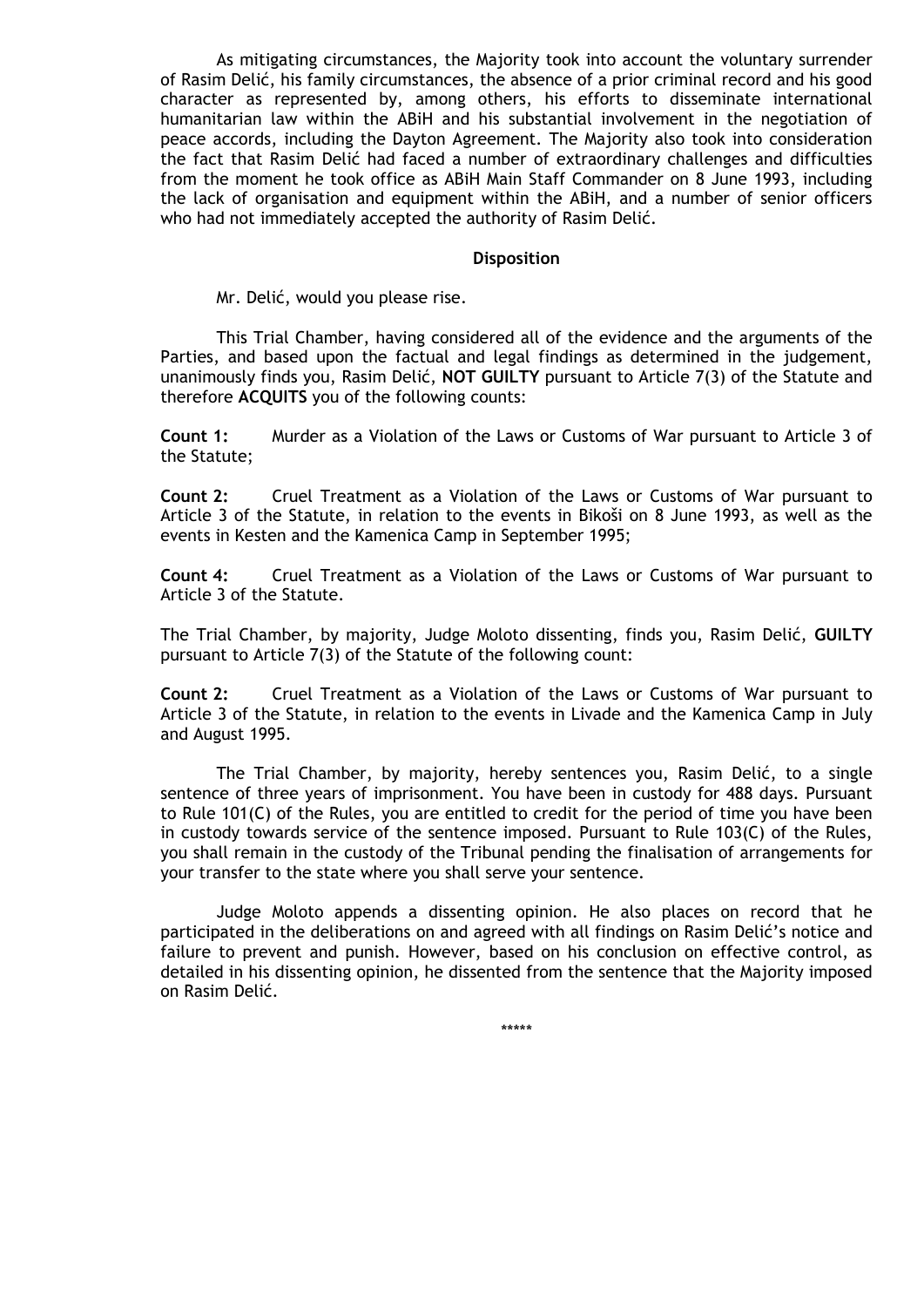As mitigating circumstances, the Majority took into account the voluntary surrender of Rasim Delić, his family circumstances, the absence of a prior criminal record and his good character as represented by, among others, his efforts to disseminate international humanitarian law within the ABiH and his substantial involvement in the negotiation of peace accords, including the Dayton Agreement. The Majority also took into consideration the fact that Rasim Delić had faced a number of extraordinary challenges and difficulties from the moment he took office as ABiH Main Staff Commander on 8 June 1993, including the lack of organisation and equipment within the ABiH, and a number of senior officers who had not immediately accepted the authority of Rasim Delić.

### Disposition

Mr. Delić, would you please rise.

This Trial Chamber, having considered all of the evidence and the arguments of the Parties, and based upon the factual and legal findings as determined in the judgement, unanimously finds you, Rasim Delić, **NOT GUILTY** pursuant to Article 7(3) of the Statute and therefore **ACQUITS** you of the following counts:

**Count 1:** Murder as a Violation of the Laws or Customs of War pursuant to Article 3 of the Statute;

**Count 2:** Cruel Treatment as a Violation of the Laws or Customs of War pursuant to Article 3 of the Statute, in relation to the events in Bikoši on 8 June 1993, as well as the events in Kesten and the Kamenica Camp in September 1995;

**Count 4:** Cruel Treatment as a Violation of the Laws or Customs of War pursuant to Article 3 of the Statute.

The Trial Chamber, by majority, Judge Moloto dissenting, finds you, Rasim Delić, **GUILTY** pursuant to Article 7(3) of the Statute of the following count:

**Count 2:** Cruel Treatment as a Violation of the Laws or Customs of War pursuant to Article 3 of the Statute, in relation to the events in Livade and the Kamenica Camp in July and August 1995.

The Trial Chamber, by majority, hereby sentences you, Rasim Delić, to a single sentence of three years of imprisonment. You have been in custody for 488 days. Pursuant to Rule 101(C) of the Rules, you are entitled to credit for the period of time you have been in custody towards service of the sentence imposed. Pursuant to Rule 103(C) of the Rules, you shall remain in the custody of the Tribunal pending the finalisation of arrangements for your transfer to the state where you shall serve your sentence.

Judge Moloto appends a dissenting opinion. He also places on record that he participated in the deliberations on and agreed with all findings on Rasim Delić's notice and failure to prevent and punish. However, based on his conclusion on effective control, as detailed in his dissenting opinion, he dissented from the sentence that the Majority imposed on Rasim Delić.

*****